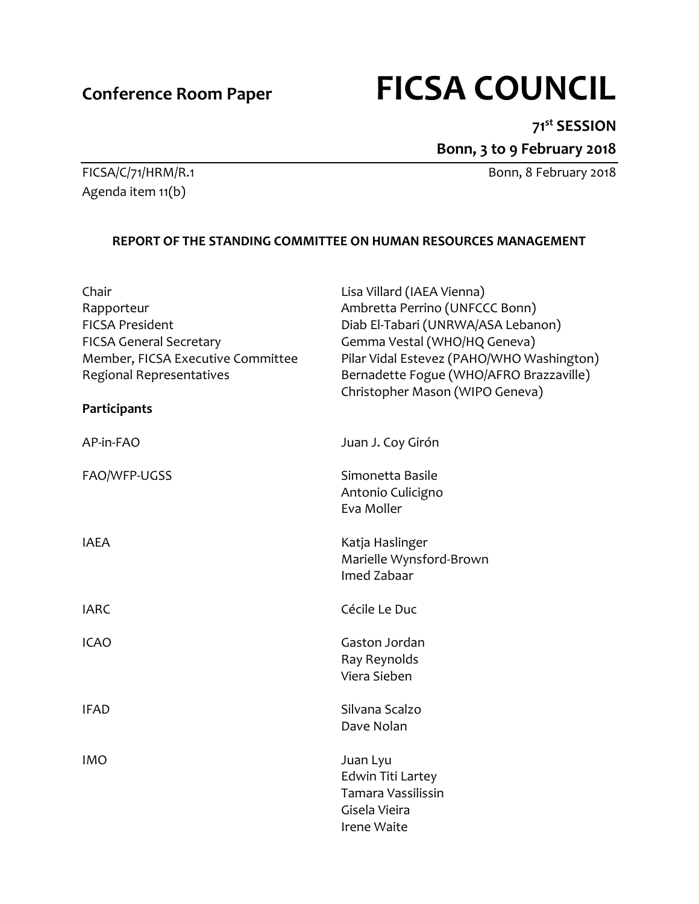**Conference Room Paper**

# FICSA COUNCIL

**71st SESSION**

**Bonn, 3 to 9 February 2018**

FICSA/C/71/HRM/R.1 Bonn, 8 February 2018

Agenda item 11(b)

## REPORT OF THE STANDING COMMITTEE ON HUMAN RESOURCES MANAGEMENT

| | |
|---|---|
| Chair | Lisa Villard (IAEA Vienna) |
| Rapporteur | Ambretta Perrino (UNFCCC Bonn) |
| FICSA President | Diab El-Tabari (UNRWA/ASA Lebanon) |
| FICSA General Secretary | Gemma Vestal (WHO/HQ Geneva) |
| Member, FICSA Executive Committee | Pilar Vidal Estevez (PAHO/WHO Washington) |
| Regional Representatives | Bernadette Fogue (WHO/AFRO Brazzaville)<br>Christopher Mason (WIPO Geneva) |

**Participants**

| | |
|---|---|
| AP-in-FAO | Juan J. Coy Girón |
| FAO/WFP-UGSS | Simonetta Basile<br>Antonio Culicigno<br>Eva Moller |
| IAEA | Katja Haslinger<br>Marielle Wynsford-Brown<br>Imed Zabaar |
| IARC | Cécile Le Duc |
| ICAO | Gaston Jordan<br>Ray Reynolds<br>Viera Sieben |
| IFAD | Silvana Scalzo<br>Dave Nolan |
| IMO | Juan Lyu<br>Edwin Titi Lartey<br>Tamara Vassilissin<br>Gisela Vieira<br>Irene Waite |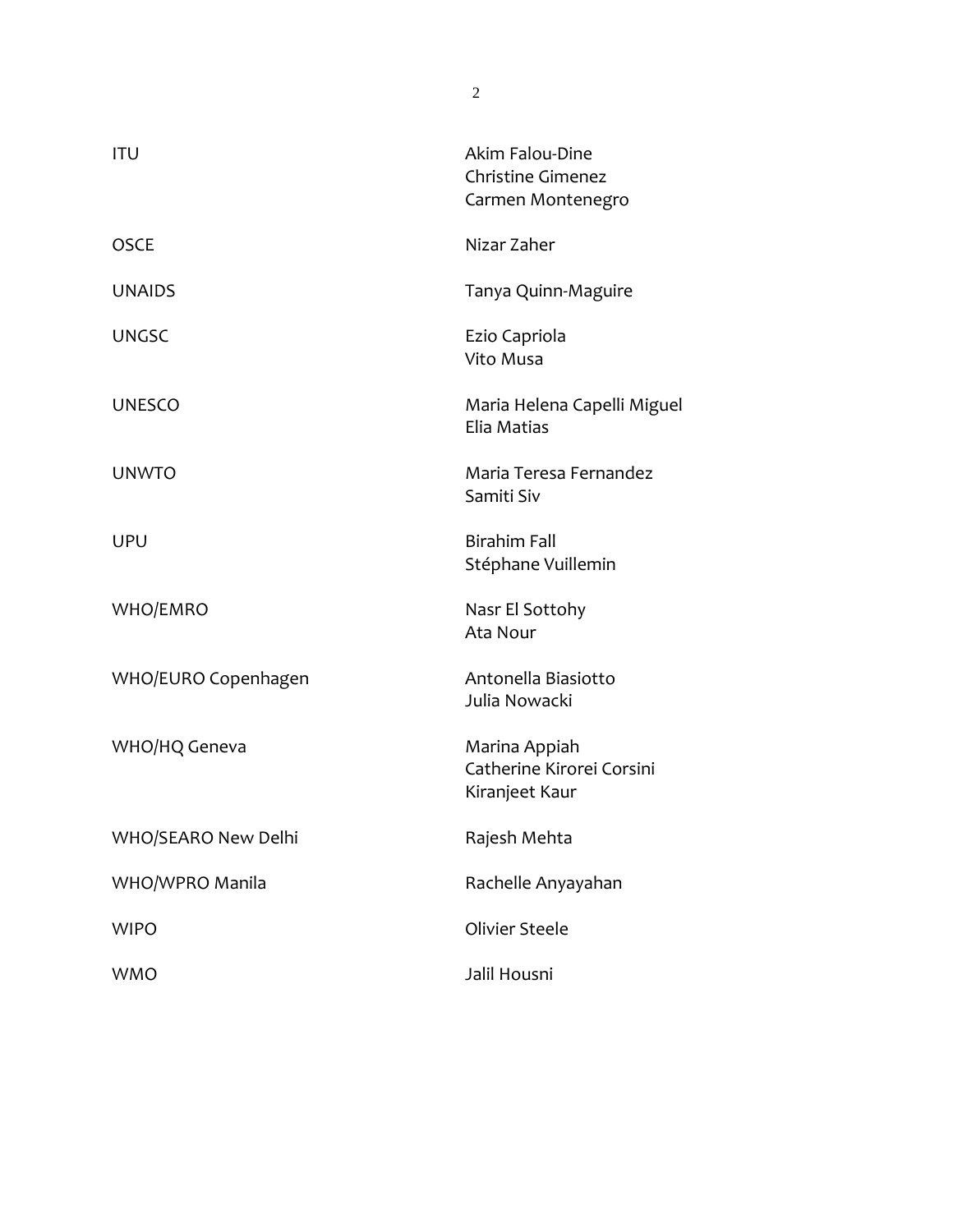| | |
|---|---|
| ITU | Akim Falou-Dine<br>Christine Gimenez<br>Carmen Montenegro |
| OSCE | Nizar Zaher |
| UNAIDS | Tanya Quinn-Maguire |
| UNGSC | Ezio Capriola<br>Vito Musa |
| UNESCO | Maria Helena Capelli Miguel<br>Elia Matias |
| UNWTO | Maria Teresa Fernandez<br>Samiti Siv |
| UPU | Birahim Fall<br>Stéphane Vuillemin |
| WHO/EMRO | Nasr El Sottohy<br>Ata Nour |
| WHO/EURO Copenhagen | Antonella Biasiotto<br>Julia Nowacki |
| WHO/HQ Geneva | Marina Appiah<br>Catherine Kirorei Corsini<br>Kiranjeet Kaur |
| WHO/SEARO New Delhi | Rajesh Mehta |
| WHO/WPRO Manila | Rachelle Anyayahan |
| WIPO | Olivier Steele |
| WMO | Jalil Housni |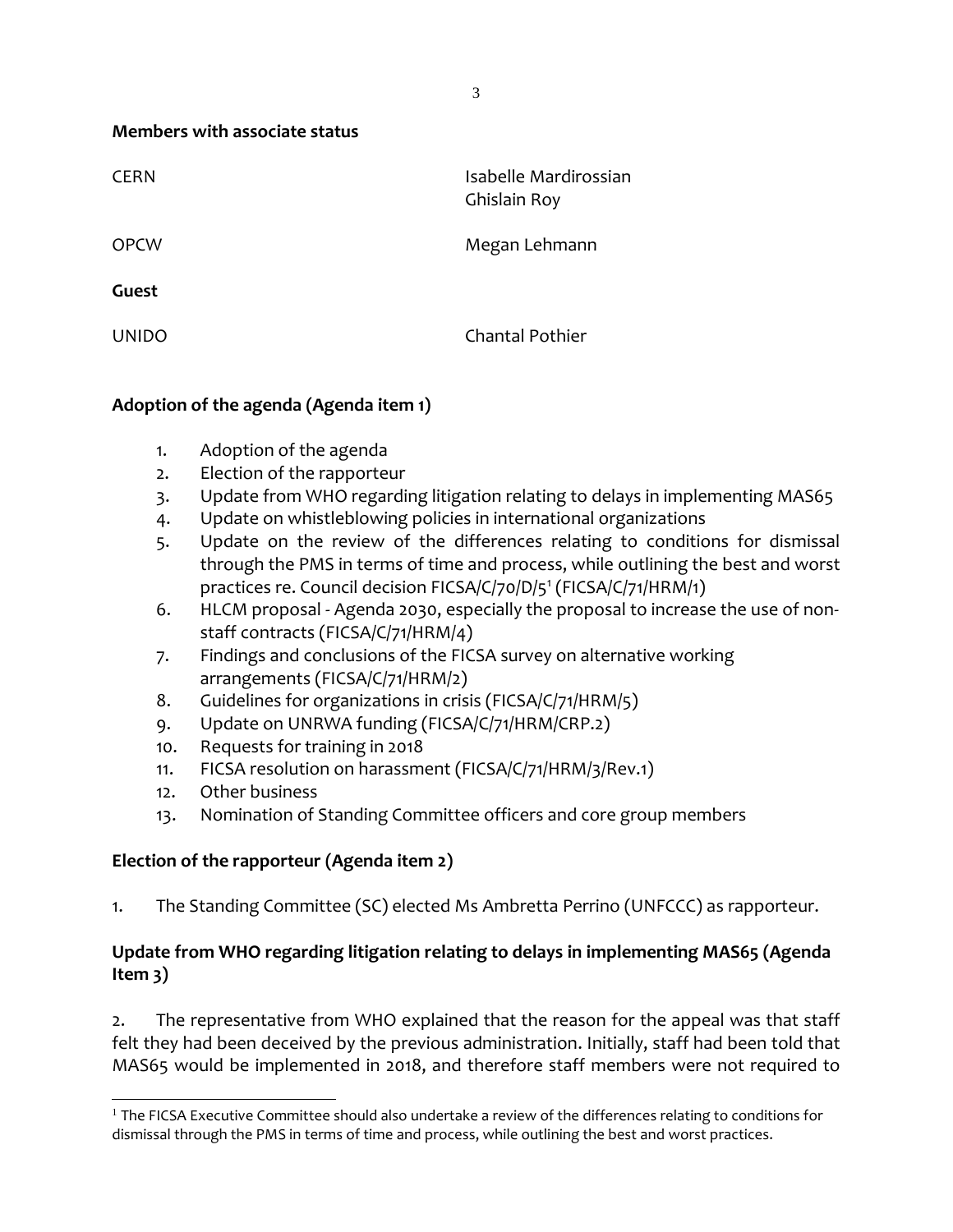**Members with associate status**

| | |
|---|---|
| CERN | Isabelle Mardirossian<br>Ghislain Roy |
| OPCW | Megan Lehmann |

**Guest**

| | |
|---|---|
| UNIDO | Chantal Pothier |

## Adoption of the agenda (Agenda item 1)

1. Adoption of the agenda
2. Election of the rapporteur
3. Update from WHO regarding litigation relating to delays in implementing MAS65
4. Update on whistleblowing policies in international organizations
5. Update on the review of the differences relating to conditions for dismissal through the PMS in terms of time and process, while outlining the best and worst practices re. Council decision FICSA/C/70/D/5[1] (FICSA/C/71/HRM/1)
6. HLCM proposal - Agenda 2030, especially the proposal to increase the use of non-staff contracts (FICSA/C/71/HRM/4)
7. Findings and conclusions of the FICSA survey on alternative working arrangements (FICSA/C/71/HRM/2)
8. Guidelines for organizations in crisis (FICSA/C/71/HRM/5)
9. Update on UNRWA funding (FICSA/C/71/HRM/CRP.2)
10. Requests for training in 2018
11. FICSA resolution on harassment (FICSA/C/71/HRM/3/Rev.1)
12. Other business
13. Nomination of Standing Committee officers and core group members

## Election of the rapporteur (Agenda item 2)

1. The Standing Committee (SC) elected Ms Ambretta Perrino (UNFCCC) as rapporteur.

## Update from WHO regarding litigation relating to delays in implementing MAS65 (Agenda Item 3)

2. The representative from WHO explained that the reason for the appeal was that staff felt they had been deceived by the previous administration. Initially, staff had been told that MAS65 would be implemented in 2018, and therefore staff members were not required to

[1] The FICSA Executive Committee should also undertake a review of the differences relating to conditions for dismissal through the PMS in terms of time and process, while outlining the best and worst practices.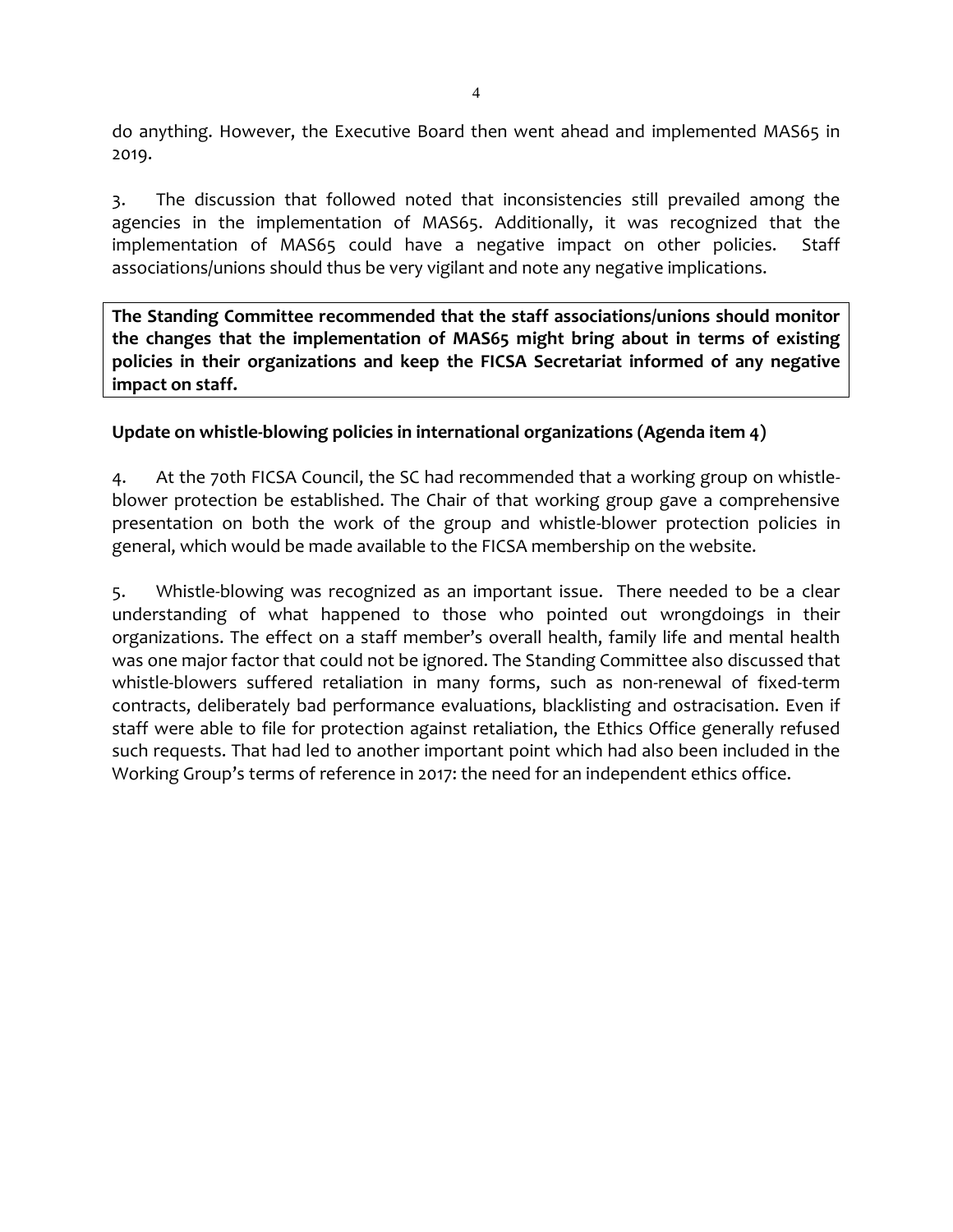do anything. However, the Executive Board then went ahead and implemented MAS65 in 2019.

3. The discussion that followed noted that inconsistencies still prevailed among the agencies in the implementation of MAS65. Additionally, it was recognized that the implementation of MAS65 could have a negative impact on other policies. Staff associations/unions should thus be very vigilant and note any negative implications.

**The Standing Committee recommended that the staff associations/unions should monitor the changes that the implementation of MAS65 might bring about in terms of existing policies in their organizations and keep the FICSA Secretariat informed of any negative impact on staff.**

**Update on whistle-blowing policies in international organizations (Agenda item 4)**

4. At the 70th FICSA Council, the SC had recommended that a working group on whistle-blower protection be established. The Chair of that working group gave a comprehensive presentation on both the work of the group and whistle-blower protection policies in general, which would be made available to the FICSA membership on the website.

5. Whistle-blowing was recognized as an important issue. There needed to be a clear understanding of what happened to those who pointed out wrongdoings in their organizations. The effect on a staff member's overall health, family life and mental health was one major factor that could not be ignored. The Standing Committee also discussed that whistle-blowers suffered retaliation in many forms, such as non-renewal of fixed-term contracts, deliberately bad performance evaluations, blacklisting and ostracisation. Even if staff were able to file for protection against retaliation, the Ethics Office generally refused such requests. That had led to another important point which had also been included in the Working Group's terms of reference in 2017: the need for an independent ethics office.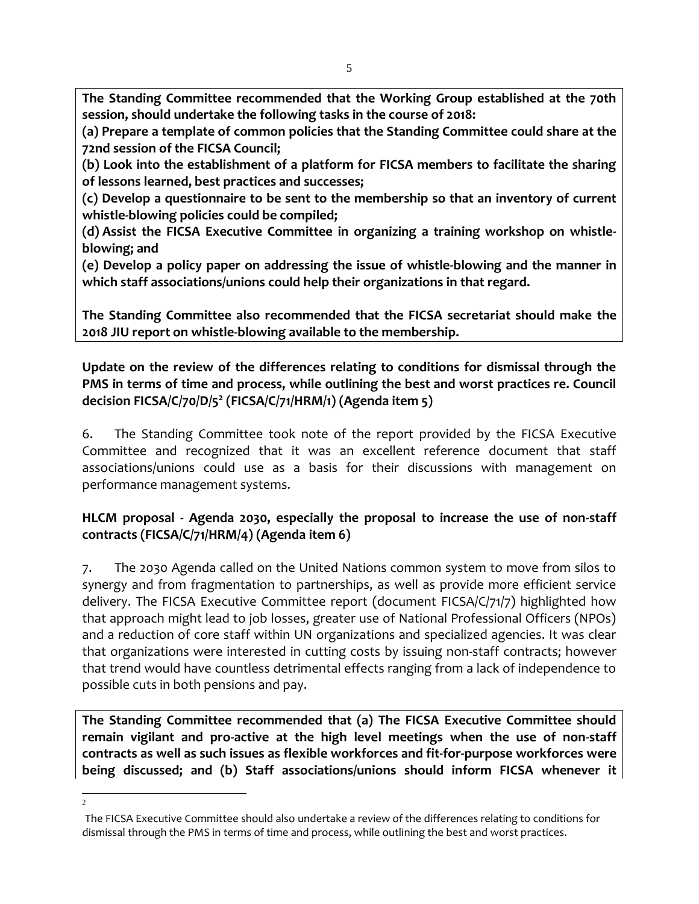**The Standing Committee recommended that the Working Group established at the 70th session, should undertake the following tasks in the course of 2018:**

**(a) Prepare a template of common policies that the Standing Committee could share at the 72nd session of the FICSA Council;**

**(b) Look into the establishment of a platform for FICSA members to facilitate the sharing of lessons learned, best practices and successes;**

**(c) Develop a questionnaire to be sent to the membership so that an inventory of current whistle-blowing policies could be compiled;**

**(d) Assist the FICSA Executive Committee in organizing a training workshop on whistle-blowing; and**

**(e) Develop a policy paper on addressing the issue of whistle-blowing and the manner in which staff associations/unions could help their organizations in that regard.**

**The Standing Committee also recommended that the FICSA secretariat should make the 2018 JIU report on whistle-blowing available to the membership.**

**Update on the review of the differences relating to conditions for dismissal through the PMS in terms of time and process, while outlining the best and worst practices re. Council decision FICSA/C/70/D/5[2] (FICSA/C/71/HRM/1) (Agenda item 5)**

6. The Standing Committee took note of the report provided by the FICSA Executive Committee and recognized that it was an excellent reference document that staff associations/unions could use as a basis for their discussions with management on performance management systems.

**HLCM proposal - Agenda 2030, especially the proposal to increase the use of non-staff contracts (FICSA/C/71/HRM/4) (Agenda item 6)**

7. The 2030 Agenda called on the United Nations common system to move from silos to synergy and from fragmentation to partnerships, as well as provide more efficient service delivery. The FICSA Executive Committee report (document FICSA/C/71/7) highlighted how that approach might lead to job losses, greater use of National Professional Officers (NPOs) and a reduction of core staff within UN organizations and specialized agencies. It was clear that organizations were interested in cutting costs by issuing non-staff contracts; however that trend would have countless detrimental effects ranging from a lack of independence to possible cuts in both pensions and pay.

**The Standing Committee recommended that (a) The FICSA Executive Committee should remain vigilant and pro-active at the high level meetings when the use of non-staff contracts as well as such issues as flexible workforces and fit-for-purpose workforces were being discussed; and (b) Staff associations/unions should inform FICSA whenever it**

---

[2] The FICSA Executive Committee should also undertake a review of the differences relating to conditions for dismissal through the PMS in terms of time and process, while outlining the best and worst practices.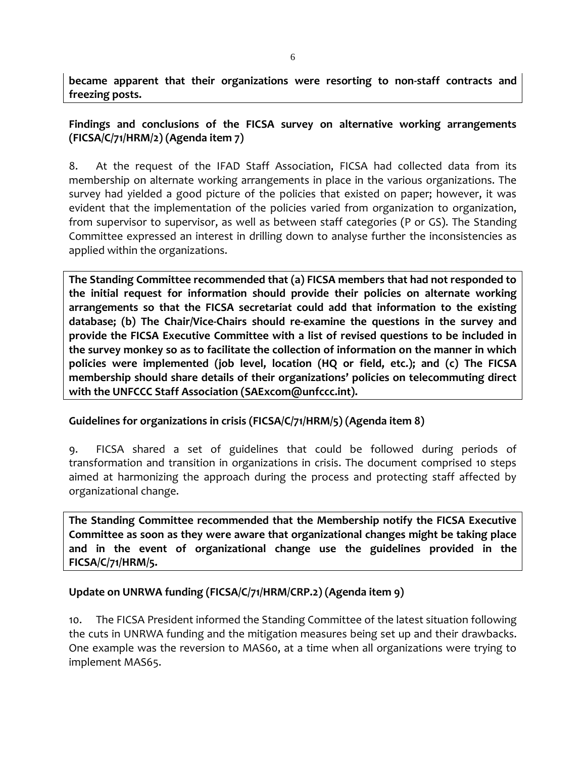**became apparent that their organizations were resorting to non-staff contracts and freezing posts.**

### Findings and conclusions of the FICSA survey on alternative working arrangements (FICSA/C/71/HRM/2) (Agenda item 7)

8. At the request of the IFAD Staff Association, FICSA had collected data from its membership on alternate working arrangements in place in the various organizations. The survey had yielded a good picture of the policies that existed on paper; however, it was evident that the implementation of the policies varied from organization to organization, from supervisor to supervisor, as well as between staff categories (P or GS). The Standing Committee expressed an interest in drilling down to analyse further the inconsistencies as applied within the organizations.

**The Standing Committee recommended that (a) FICSA members that had not responded to the initial request for information should provide their policies on alternate working arrangements so that the FICSA secretariat could add that information to the existing database; (b) The Chair/Vice-Chairs should re-examine the questions in the survey and provide the FICSA Executive Committee with a list of revised questions to be included in the survey monkey so as to facilitate the collection of information on the manner in which policies were implemented (job level, location (HQ or field, etc.); and (c) The FICSA membership should share details of their organizations' policies on telecommuting direct with the UNFCCC Staff Association (SAExcom@unfccc.int).**

### Guidelines for organizations in crisis (FICSA/C/71/HRM/5) (Agenda item 8)

9. FICSA shared a set of guidelines that could be followed during periods of transformation and transition in organizations in crisis. The document comprised 10 steps aimed at harmonizing the approach during the process and protecting staff affected by organizational change.

**The Standing Committee recommended that the Membership notify the FICSA Executive Committee as soon as they were aware that organizational changes might be taking place and in the event of organizational change use the guidelines provided in the FICSA/C/71/HRM/5.**

### Update on UNRWA funding (FICSA/C/71/HRM/CRP.2) (Agenda item 9)

10. The FICSA President informed the Standing Committee of the latest situation following the cuts in UNRWA funding and the mitigation measures being set up and their drawbacks. One example was the reversion to MAS60, at a time when all organizations were trying to implement MAS65.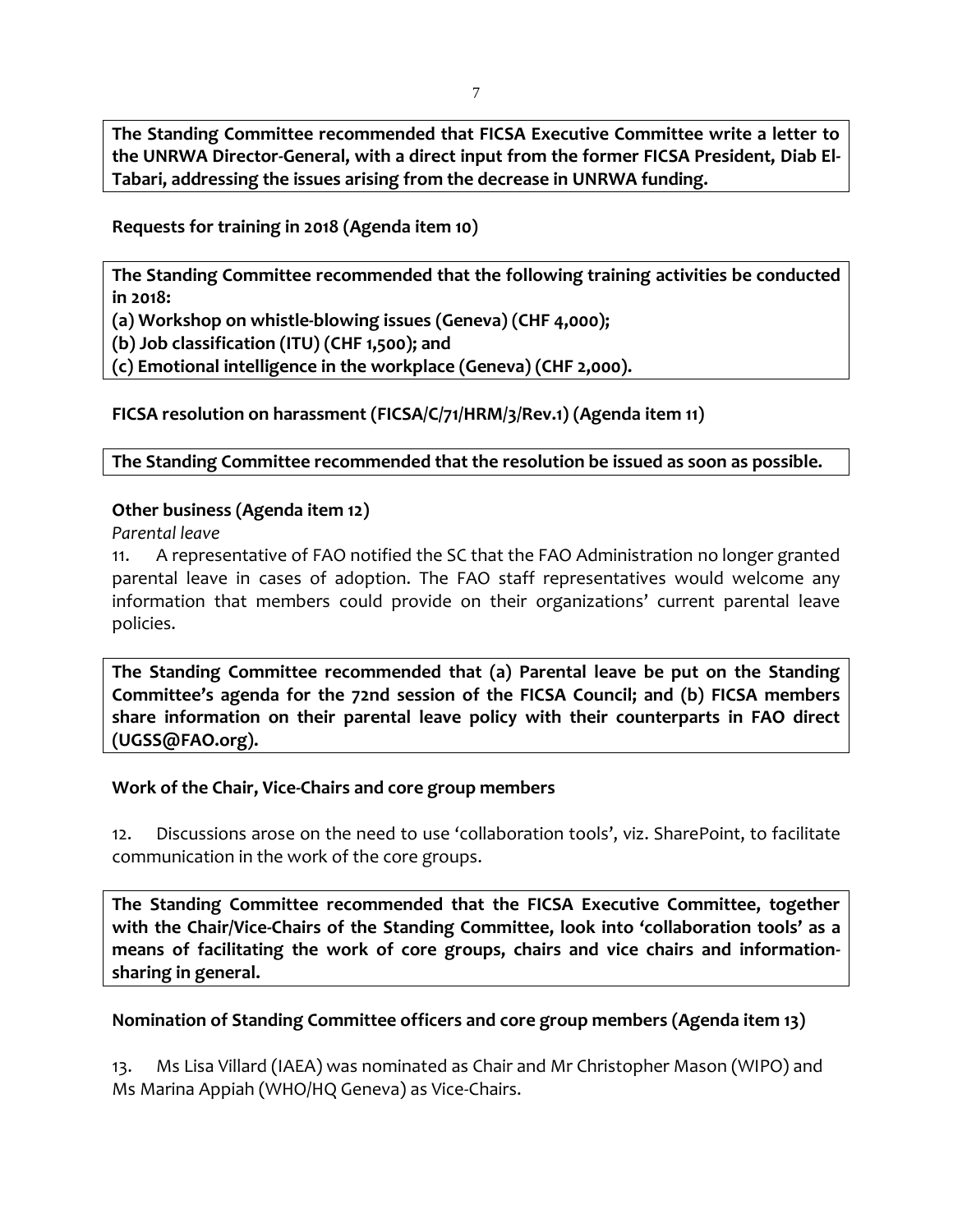**The Standing Committee recommended that FICSA Executive Committee write a letter to the UNRWA Director-General, with a direct input from the former FICSA President, Diab El-Tabari, addressing the issues arising from the decrease in UNRWA funding.**

**Requests for training in 2018 (Agenda item 10)**

**The Standing Committee recommended that the following training activities be conducted in 2018:**
**(a) Workshop on whistle-blowing issues (Geneva) (CHF 4,000);**
**(b) Job classification (ITU) (CHF 1,500); and**
**(c) Emotional intelligence in the workplace (Geneva) (CHF 2,000).**

**FICSA resolution on harassment (FICSA/C/71/HRM/3/Rev.1) (Agenda item 11)**

**The Standing Committee recommended that the resolution be issued as soon as possible.**

**Other business (Agenda item 12)**

*Parental leave*

11. A representative of FAO notified the SC that the FAO Administration no longer granted parental leave in cases of adoption. The FAO staff representatives would welcome any information that members could provide on their organizations' current parental leave policies.

**The Standing Committee recommended that (a) Parental leave be put on the Standing Committee's agenda for the 72nd session of the FICSA Council; and (b) FICSA members share information on their parental leave policy with their counterparts in FAO direct (UGSS@FAO.org).**

**Work of the Chair, Vice-Chairs and core group members**

12. Discussions arose on the need to use 'collaboration tools', viz. SharePoint, to facilitate communication in the work of the core groups.

**The Standing Committee recommended that the FICSA Executive Committee, together with the Chair/Vice-Chairs of the Standing Committee, look into 'collaboration tools' as a means of facilitating the work of core groups, chairs and vice chairs and information-sharing in general.**

**Nomination of Standing Committee officers and core group members (Agenda item 13)**

13. Ms Lisa Villard (IAEA) was nominated as Chair and Mr Christopher Mason (WIPO) and Ms Marina Appiah (WHO/HQ Geneva) as Vice-Chairs.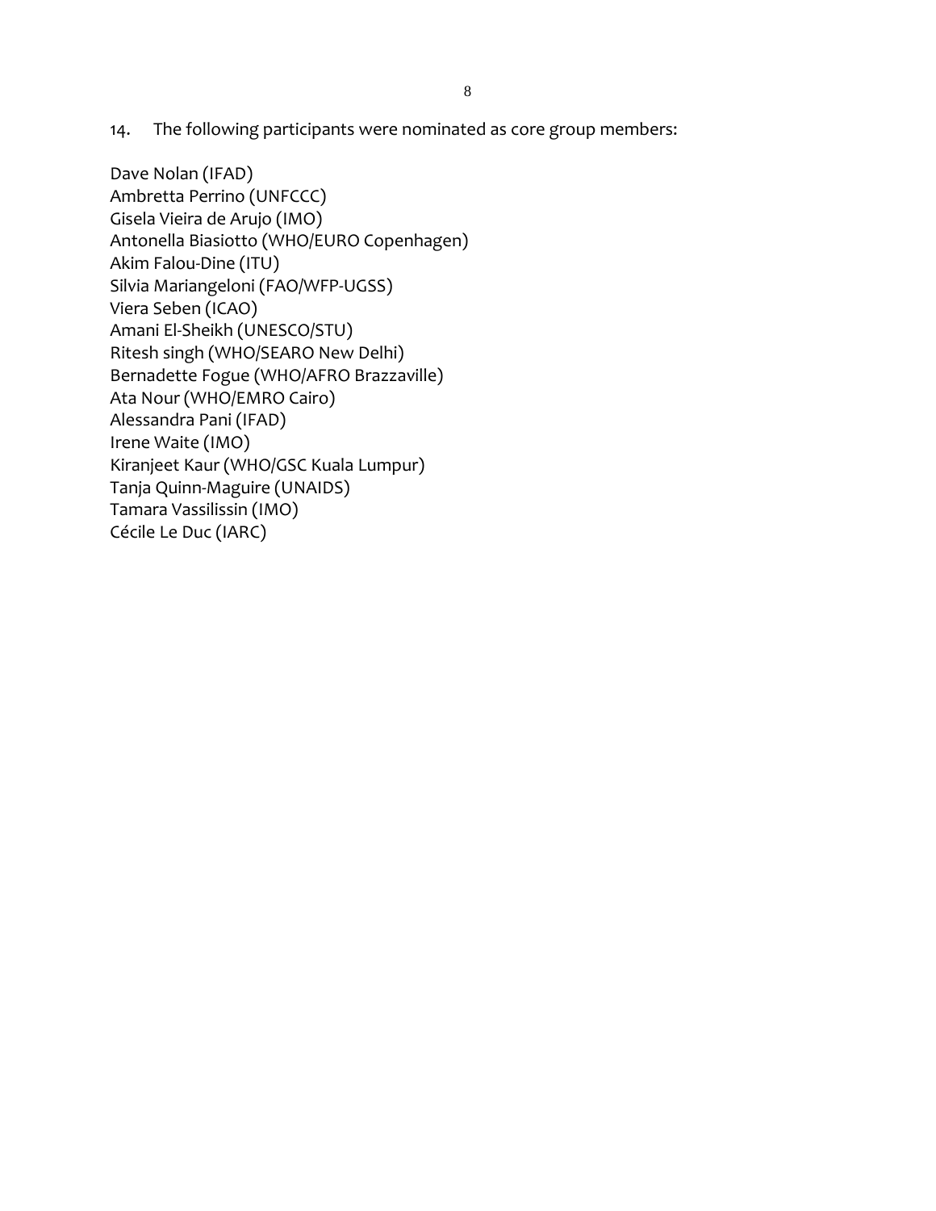14. The following participants were nominated as core group members:

Dave Nolan (IFAD)
Ambretta Perrino (UNFCCC)
Gisela Vieira de Arujo (IMO)
Antonella Biasiotto (WHO/EURO Copenhagen)
Akim Falou-Dine (ITU)
Silvia Mariangeloni (FAO/WFP-UGSS)
Viera Seben (ICAO)
Amani El-Sheikh (UNESCO/STU)
Ritesh singh (WHO/SEARO New Delhi)
Bernadette Fogue (WHO/AFRO Brazzaville)
Ata Nour (WHO/EMRO Cairo)
Alessandra Pani (IFAD)
Irene Waite (IMO)
Kiranjeet Kaur (WHO/GSC Kuala Lumpur)
Tanja Quinn-Maguire (UNAIDS)
Tamara Vassilissin (IMO)
Cécile Le Duc (IARC)